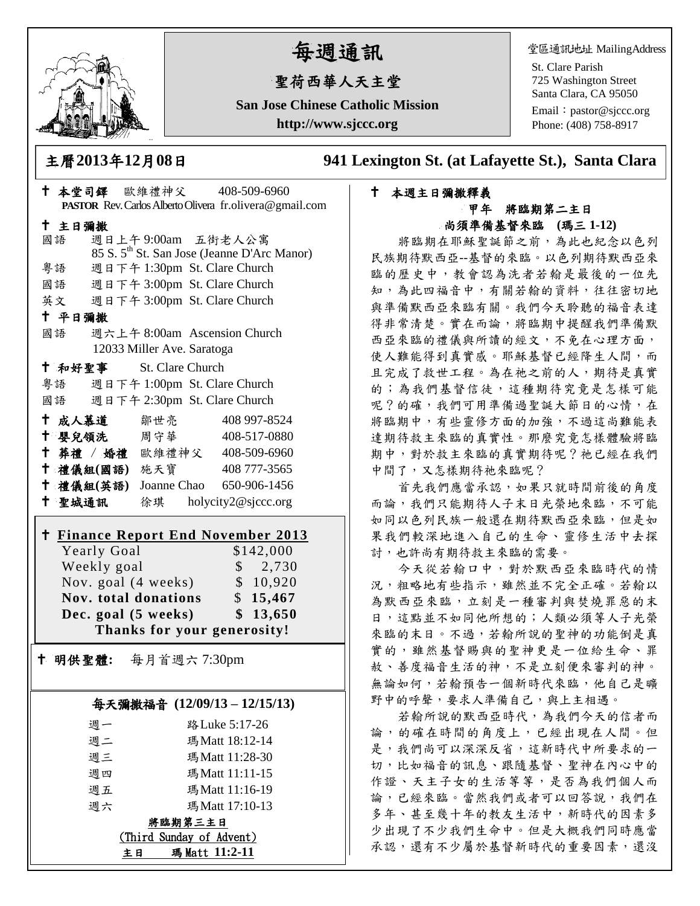# 每週通訊

## 聖荷西華人天主堂

**San Jose Chinese Catholic Mission**

**http://www.sjccc.org**

堂區通訊地址 MailingAddress
St. Clare Parish
725 Washington Street
Santa Clara, CA 95050
Email：pastor@sjccc.org
Phone: (408) 758-8917

**主曆2013年12月08日　　941 Lexington St. (at Lafayette St.), Santa Clara**

✝ **本堂司鐸** 歐維禮神父 408-509-6960
**PASTOR** Rev. Carlos Alberto Olivera fr.olivera@gmail.com

✝ **主日彌撒**

國語 週日上午 9:00am 五街老人公寓
85 S. 5th St. San Jose (Jeanne D'Arc Manor)
粵語 週日下午 1:30pm St. Clare Church
國語 週日下午 3:00pm St. Clare Church
英文 週日下午 3:00pm St. Clare Church

✝ **平日彌撒**

國語 週六上午 8:00am Ascension Church
12033 Miller Ave. Saratoga

✝ **和好聖事** St. Clare Church

粵語 週日下午 1:00pm St. Clare Church
國語 週日下午 2:30pm St. Clare Church

| | | |
|---|---|---|
| ✝ **成人慕道** | 鄒世亮 | 408 997-8524 |
| ✝ **嬰兒領洗** | 周守華 | 408-517-0880 |
| ✝ **葬禮 / 婚禮** | 歐維禮神父 | 408-509-6960 |
| ✝ **禮儀組(國語)** | 施天寶 | 408 777-3565 |
| ✝ **禮儀組(英語)** | Joanne Chao | 650-906-1456 |
| ✝ **聖城通訊** | 徐琪 | holycity2@sjccc.org |

✝ **Finance Report End November 2013**

| | |
|---|---|
| Yearly Goal | $142,000 |
| Weekly goal | $ 2,730 |
| Nov. goal (4 weeks) | $ 10,920 |
| **Nov. total donations** | **$ 15,467** |
| **Dec. goal (5 weeks)** | **$ 13,650** |

**Thanks for your generosity!**

✝ **明供聖體:** 每月首週六 7:30pm

### 每天彌撒福音 (12/09/13 – 12/15/13)

| | |
|---|---|
| 週一 | 路Luke 5:17-26 |
| 週二 | 瑪Matt 18:12-14 |
| 週三 | 瑪Matt 11:28-30 |
| 週四 | 瑪Matt 11:11-15 |
| 週五 | 瑪Matt 11:16-19 |
| 週六 | 瑪Matt 17:10-13 |

**將臨期第三主日**
(Third Sunday of Advent)
**主日 瑪Matt 11:2-11**

✝ **本週主日彌撒釋義**

**甲年 將臨期第二主日**
**尚須準備基督來臨 (瑪三 1-12)**

將臨期在耶穌聖誕節之前，為此也紀念以色列民族期待默西亞--基督的來臨。以色列期待默西亞來臨的歷史中，教會認為洗者若翰是最後的一位先知，為此四福音中，有關若翰的資料，往往密切地與準備默西亞來臨有關。我們今天聆聽的福音表達得非常清楚。實在而論，將臨期中提醒我們準備默西亞來臨的禮儀與所讀的經文，不免在心理方面，使人難能得到真實感。耶穌基督已經降生人間，而且完成了救世工程。為在祂之前的人，期待是真實的；為我們基督信徒，這種期待究竟是怎樣可能呢？的確，我們可用準備過聖誕大節日的心情，在將臨期中，有些靈修方面的加強，不過這尚難能表達期待救主來臨的真實性。那麼究竟怎樣體驗將臨期中，對於救主來臨的真實期待呢？祂已經在我們中間了，又怎樣期待祂來臨呢？

首先我們應當承認，如果只就時間前後的角度而論，我們只能期待人子末日光榮地來臨，不可能如同以色列民族一般還在期待默西亞來臨，但是如果我們較深地進入自己的生命、靈修生活中去探討，也許尚有期待救主來臨的需要。

今天從若翰口中，對於默西亞來臨時代的情況，粗略地有些指示，雖然並不完全正確。若翰以為默西亞來臨，立刻是一種審判與焚燒罪惡的末日，這點並不如同他所想的；人類必須等人子光榮來臨的末日。不過，若翰所說的聖神的功能倒是真實的，雖然基督賜與的聖神更是一位給生命、罪赦、善度福音生活的神，不是立刻便來審判的神。無論如何，若翰預告一個新時代來臨，他自己是曠野中的呼聲，要求人準備自己，與上主相遇。

若翰所說的默西亞時代，為我們今天的信者而論，的確在時間的角度上，已經出現在人間。但是，我們尚可以深深反省，這新時代中所要求的一切，比如福音的訊息、跟隨基督、聖神在內心中的作證、天主子女的生活等等，是否為我們個人而論，已經來臨。當然我們或者可以回答說，我們在多年、甚至幾十年的教友生活中，新時代的因素多少出現了不少我們生命中。但是大概我們同時應當承認，還有不少屬於基督新時代的重要因素，還沒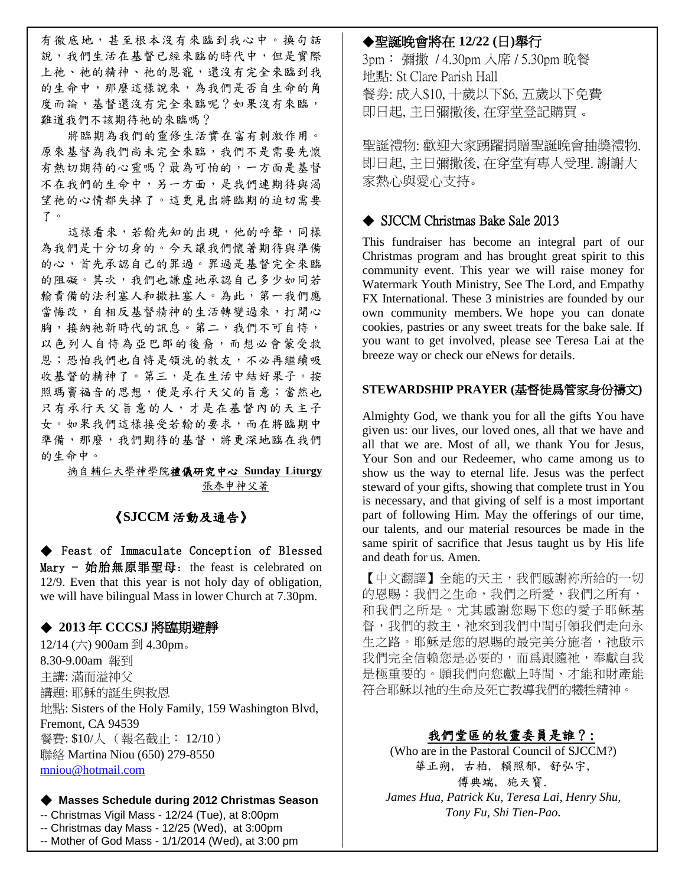有徹底地，甚至根本沒有來臨到我心中。換句話說，我們生活在基督已經來臨的時代中，但是實際上祂、祂的精神、祂的恩寵，還沒有完全來臨到我的生命中，那麼這樣說來，為我們是否自生命的角度而論，基督還沒有完全來臨呢？如果沒有來臨，難道我們不該期待祂的來臨嗎？

將臨期為我們的靈修生活實在富有刺激作用。原來基督為我們尚未完全來臨，我們不是需要先懷有熱切期待的心靈嗎？最為可怕的，一方面是基督不在我們的生命中，另一方面，是我們連期待與渴望祂的心情都失掉了。這更見出將臨期的迫切需要了。

這樣看來，若翰先知的出現，他的呼聲，同樣為我們是十分切身的。今天讓我們懷著期待與準備的心，首先承認自己的罪過。罪過是基督完全來臨的阻礙。其次，我們也謙虛地承認自己多少如同若翰責備的法利塞人和撒杜塞人。為此，第一我們應當悔改，自相反基督精神的生活轉變過來，打開心胸，接納祂新時代的訊息。第二，我們不可自恃，以色列人自恃為亞巴郎的後裔，而想必會蒙受救恩；恐怕我們也自恃是領洗的教友，不必再繼續吸收基督的精神了。第三，是在生活中結好果子。按照瑪竇福音的思想，便是承行天父的旨意；當然也只有承行天父旨意的人，才是在基督內的天主子女。如果我們這樣接受若翰的要求，而在將臨期中準備，那麼，我們期待的基督，將更深地臨在我們的生命中。

摘自輔仁大學神學院**禮儀研究中心 Sunday Liturgy** 張春申神父著

## 《SJCCM 活動及通告》

### ◆ Feast of Immaculate Conception of Blessed Mary - 始胎無原罪聖母:

the feast is celebrated on 12/9. Even that this year is not holy day of obligation, we will have bilingual Mass in lower Church at 7.30pm.

### ◆ 2013 年 CCCSJ 將臨期避靜

12/14 (六) 900am 到 4.30pm。
8.30-9.00am 報到
主講: 滿而溢神父
講題: 耶穌的誕生與救恩
地點: Sisters of the Holy Family, 159 Washington Blvd, Fremont, CA 94539
餐費: $10/人 （報名截止： 12/10）
聯絡 Martina Niou (650) 279-8550
mniou@hotmail.com

### ◆ Masses Schedule during 2012 Christmas Season

-- Christmas Vigil Mass - 12/24 (Tue), at 8:00pm
-- Christmas day Mass - 12/25 (Wed), at 3:00pm
-- Mother of God Mass - 1/1/2014 (Wed), at 3:00 pm

### ◆聖誕晚會將在 12/22 (日)舉行

3pm： 彌撒 / 4.30pm 入席 / 5.30pm 晚餐
地點: St Clare Parish Hall
餐券: 成人$10, 十歲以下$6, 五歲以下免費
即日起, 主日彌撒後, 在穿堂登記購買 。

聖誕禮物: 歡迎大家踴躍捐贈聖誕晚會抽獎禮物. 即日起, 主日彌撒後, 在穿堂有專人受理. 謝謝大家熱心與愛心支持。

### ◆ SJCCM Christmas Bake Sale 2013

This fundraiser has become an integral part of our Christmas program and has brought great spirit to this community event. This year we will raise money for Watermark Youth Ministry, See The Lord, and Empathy FX International. These 3 ministries are founded by our own community members. We hope you can donate cookies, pastries or any sweet treats for the bake sale. If you want to get involved, please see Teresa Lai at the breeze way or check our eNews for details.

### STEWARDSHIP PRAYER (基督徒爲管家身份禱文)

Almighty God, we thank you for all the gifts You have given us: our lives, our loved ones, all that we have and all that we are. Most of all, we thank You for Jesus, Your Son and our Redeemer, who came among us to show us the way to eternal life. Jesus was the perfect steward of your gifts, showing that complete trust in You is necessary, and that giving of self is a most important part of following Him. May the offerings of our time, our talents, and our material resources be made in the same spirit of sacrifice that Jesus taught us by His life and death for us. Amen.

【中文翻譯】全能的天主，我們感謝祢所給的一切的恩賜：我們之生命，我們之所愛，我們之所有，和我們之所是。尤其感謝您賜下您的愛子耶穌基督，我們的救主，祂來到我們中間引領我們走向永生之路。耶穌是您的恩賜的最完美分施者，祂啟示我們完全信賴您是必要的，而爲跟隨祂，奉獻自我是極重要的。願我們向您獻上時間、才能和財產能符合耶穌以祂的生命及死亡教導我們的犧牲精神。

### 我們堂區的牧靈委員是誰？:

(Who are in the Pastoral Council of SJCCM?)
華正朔, 古柏, 賴照郁, 舒弘宇,
傅典端, 施天寶.
*James Hua, Patrick Ku, Teresa Lai, Henry Shu, Tony Fu, Shi Tien-Pao.*